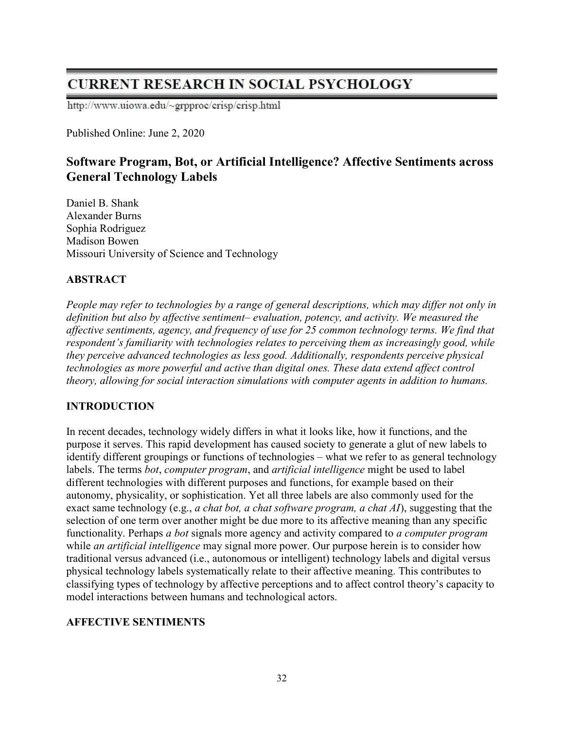# CURRENT RESEARCH IN SOCIAL PSYCHOLOGY

http://www.uiowa.edu/~grpproc/crisp/crisp.html

Published Online: June 2, 2020

## Software Program, Bot, or Artificial Intelligence? Affective Sentiments across General Technology Labels

Daniel B. Shank
Alexander Burns
Sophia Rodriguez
Madison Bowen
Missouri University of Science and Technology

### ABSTRACT

*People may refer to technologies by a range of general descriptions, which may differ not only in definition but also by affective sentiment– evaluation, potency, and activity. We measured the affective sentiments, agency, and frequency of use for 25 common technology terms. We find that respondent's familiarity with technologies relates to perceiving them as increasingly good, while they perceive advanced technologies as less good. Additionally, respondents perceive physical technologies as more powerful and active than digital ones. These data extend affect control theory, allowing for social interaction simulations with computer agents in addition to humans.*

### INTRODUCTION

In recent decades, technology widely differs in what it looks like, how it functions, and the purpose it serves. This rapid development has caused society to generate a glut of new labels to identify different groupings or functions of technologies – what we refer to as general technology labels. The terms *bot*, *computer program*, and *artificial intelligence* might be used to label different technologies with different purposes and functions, for example based on their autonomy, physicality, or sophistication. Yet all three labels are also commonly used for the exact same technology (e.g., *a chat bot, a chat software program, a chat AI*), suggesting that the selection of one term over another might be due more to its affective meaning than any specific functionality. Perhaps *a bot* signals more agency and activity compared to *a computer program* while *an artificial intelligence* may signal more power. Our purpose herein is to consider how traditional versus advanced (i.e., autonomous or intelligent) technology labels and digital versus physical technology labels systematically relate to their affective meaning. This contributes to classifying types of technology by affective perceptions and to affect control theory's capacity to model interactions between humans and technological actors.

### AFFECTIVE SENTIMENTS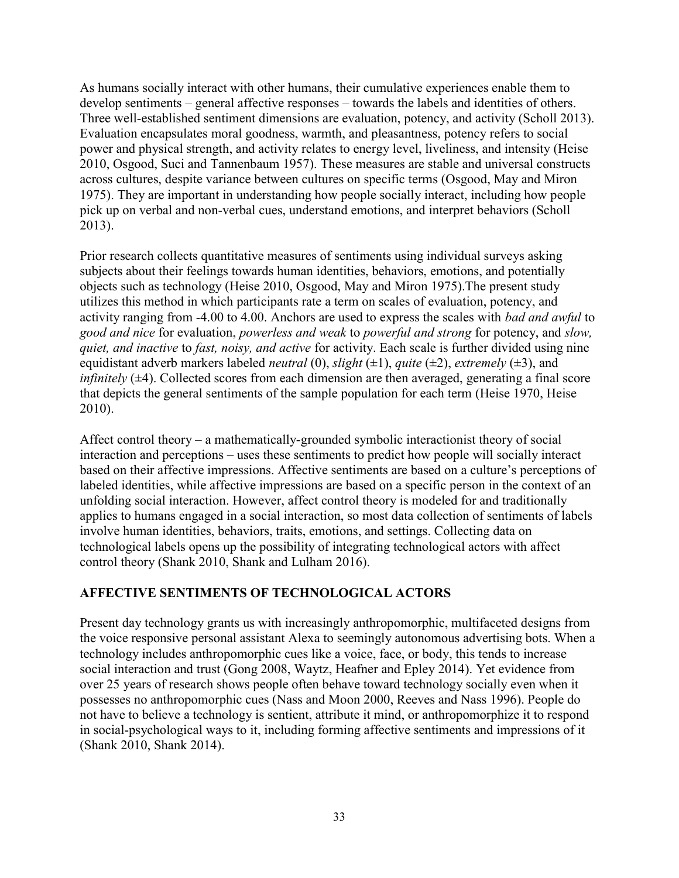As humans socially interact with other humans, their cumulative experiences enable them to develop sentiments – general affective responses – towards the labels and identities of others. Three well-established sentiment dimensions are evaluation, potency, and activity (Scholl 2013). Evaluation encapsulates moral goodness, warmth, and pleasantness, potency refers to social power and physical strength, and activity relates to energy level, liveliness, and intensity (Heise 2010, Osgood, Suci and Tannenbaum 1957). These measures are stable and universal constructs across cultures, despite variance between cultures on specific terms (Osgood, May and Miron 1975). They are important in understanding how people socially interact, including how people pick up on verbal and non-verbal cues, understand emotions, and interpret behaviors (Scholl 2013).

Prior research collects quantitative measures of sentiments using individual surveys asking subjects about their feelings towards human identities, behaviors, emotions, and potentially objects such as technology (Heise 2010, Osgood, May and Miron 1975).The present study utilizes this method in which participants rate a term on scales of evaluation, potency, and activity ranging from -4.00 to 4.00. Anchors are used to express the scales with *bad and awful* to *good and nice* for evaluation, *powerless and weak* to *powerful and strong* for potency, and *slow, quiet, and inactive* to *fast, noisy, and active* for activity. Each scale is further divided using nine equidistant adverb markers labeled *neutral* (0), *slight* (±1), *quite* (±2), *extremely* (±3), and *infinitely* (±4). Collected scores from each dimension are then averaged, generating a final score that depicts the general sentiments of the sample population for each term (Heise 1970, Heise 2010).

Affect control theory – a mathematically-grounded symbolic interactionist theory of social interaction and perceptions – uses these sentiments to predict how people will socially interact based on their affective impressions. Affective sentiments are based on a culture's perceptions of labeled identities, while affective impressions are based on a specific person in the context of an unfolding social interaction. However, affect control theory is modeled for and traditionally applies to humans engaged in a social interaction, so most data collection of sentiments of labels involve human identities, behaviors, traits, emotions, and settings. Collecting data on technological labels opens up the possibility of integrating technological actors with affect control theory (Shank 2010, Shank and Lulham 2016).

## AFFECTIVE SENTIMENTS OF TECHNOLOGICAL ACTORS

Present day technology grants us with increasingly anthropomorphic, multifaceted designs from the voice responsive personal assistant Alexa to seemingly autonomous advertising bots. When a technology includes anthropomorphic cues like a voice, face, or body, this tends to increase social interaction and trust (Gong 2008, Waytz, Heafner and Epley 2014). Yet evidence from over 25 years of research shows people often behave toward technology socially even when it possesses no anthropomorphic cues (Nass and Moon 2000, Reeves and Nass 1996). People do not have to believe a technology is sentient, attribute it mind, or anthropomorphize it to respond in social-psychological ways to it, including forming affective sentiments and impressions of it (Shank 2010, Shank 2014).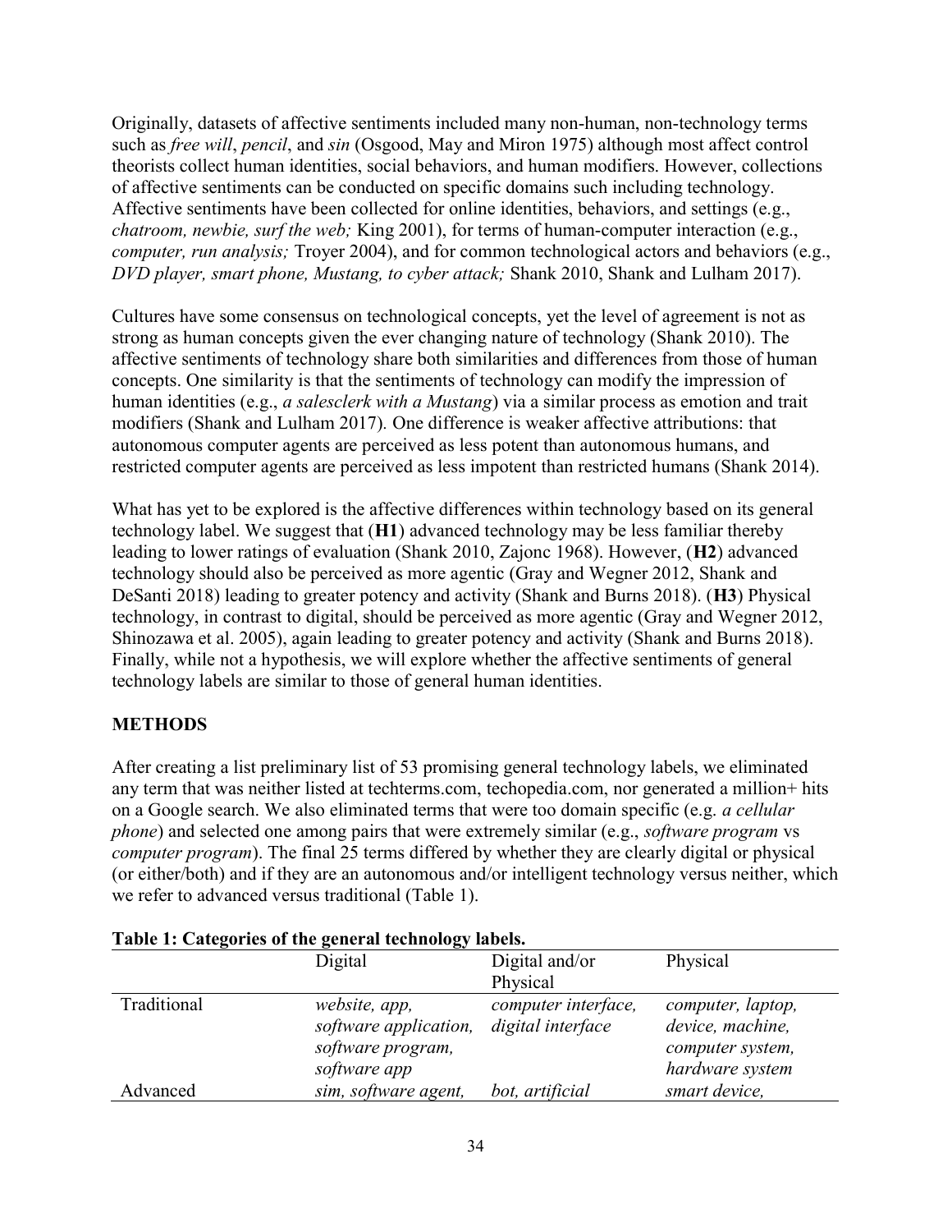Originally, datasets of affective sentiments included many non-human, non-technology terms such as *free will*, *pencil*, and *sin* (Osgood, May and Miron 1975) although most affect control theorists collect human identities, social behaviors, and human modifiers. However, collections of affective sentiments can be conducted on specific domains such including technology. Affective sentiments have been collected for online identities, behaviors, and settings (e.g., *chatroom, newbie, surf the web;* King 2001), for terms of human-computer interaction (e.g., *computer, run analysis;* Troyer 2004), and for common technological actors and behaviors (e.g., *DVD player, smart phone, Mustang, to cyber attack;* Shank 2010, Shank and Lulham 2017).

Cultures have some consensus on technological concepts, yet the level of agreement is not as strong as human concepts given the ever changing nature of technology (Shank 2010). The affective sentiments of technology share both similarities and differences from those of human concepts. One similarity is that the sentiments of technology can modify the impression of human identities (e.g., *a salesclerk with a Mustang*) via a similar process as emotion and trait modifiers (Shank and Lulham 2017). One difference is weaker affective attributions: that autonomous computer agents are perceived as less potent than autonomous humans, and restricted computer agents are perceived as less impotent than restricted humans (Shank 2014).

What has yet to be explored is the affective differences within technology based on its general technology label. We suggest that (**H1**) advanced technology may be less familiar thereby leading to lower ratings of evaluation (Shank 2010, Zajonc 1968). However, (**H2**) advanced technology should also be perceived as more agentic (Gray and Wegner 2012, Shank and DeSanti 2018) leading to greater potency and activity (Shank and Burns 2018). (**H3**) Physical technology, in contrast to digital, should be perceived as more agentic (Gray and Wegner 2012, Shinozawa et al. 2005), again leading to greater potency and activity (Shank and Burns 2018). Finally, while not a hypothesis, we will explore whether the affective sentiments of general technology labels are similar to those of general human identities.

## METHODS

After creating a list preliminary list of 53 promising general technology labels, we eliminated any term that was neither listed at techterms.com, techopedia.com, nor generated a million+ hits on a Google search. We also eliminated terms that were too domain specific (e.g. *a cellular phone*) and selected one among pairs that were extremely similar (e.g., *software program* vs *computer program*). The final 25 terms differed by whether they are clearly digital or physical (or either/both) and if they are an autonomous and/or intelligent technology versus neither, which we refer to advanced versus traditional (Table 1).

**Table 1: Categories of the general technology labels.**

| | Digital | Digital and/or Physical | Physical |
|---|---|---|---|
| Traditional | *website, app, software application, software program, software app* | *computer interface, digital interface* | *computer, laptop, device, machine, computer system, hardware system* |
| Advanced | *sim, software agent,* | *bot, artificial* | *smart device,* |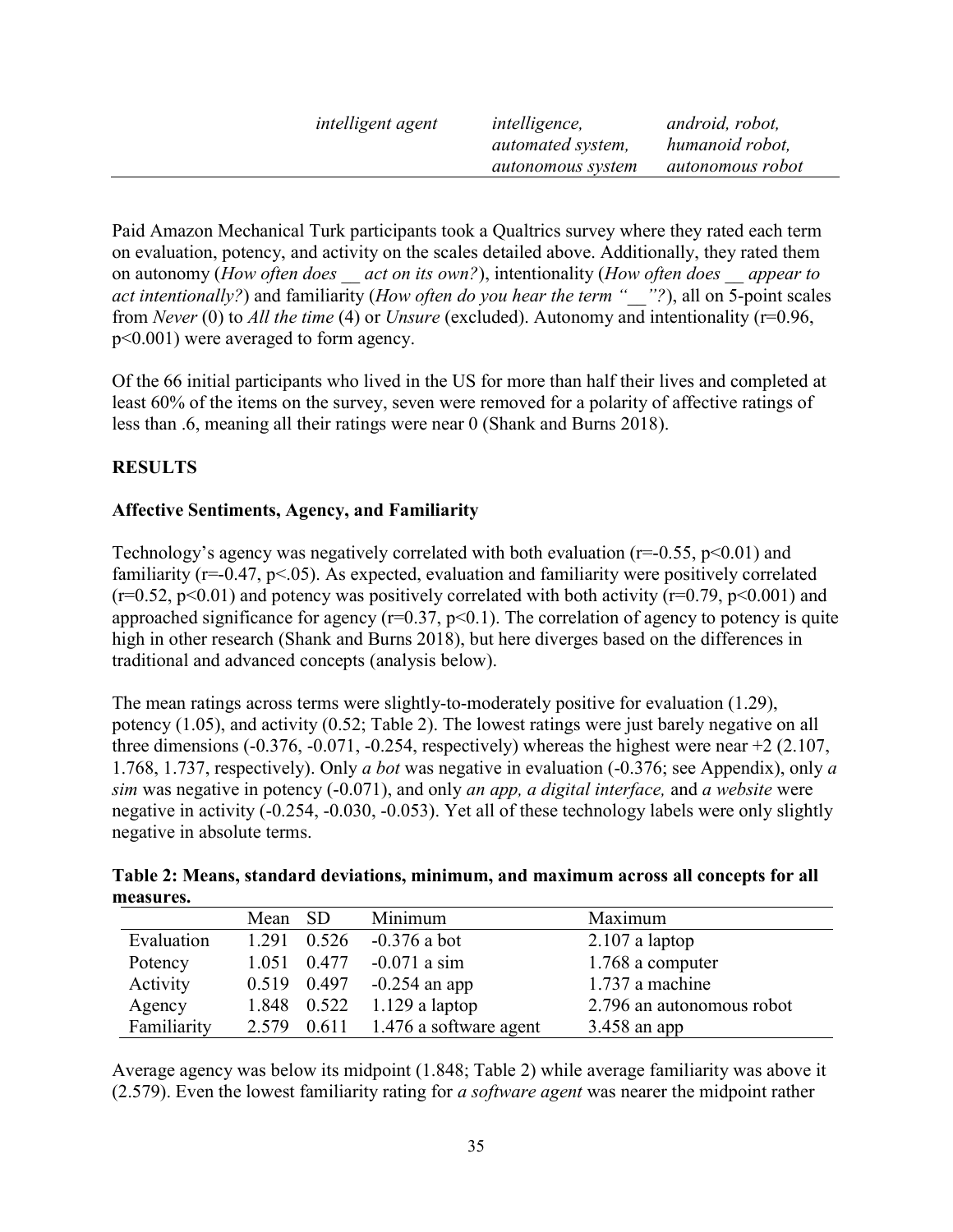| | *intelligent agent* | *intelligence, automated system, autonomous system* | *android, robot, humanoid robot, autonomous robot* |
|---|---|---|---|

Paid Amazon Mechanical Turk participants took a Qualtrics survey where they rated each term on evaluation, potency, and activity on the scales detailed above. Additionally, they rated them on autonomy (*How often does \_\_ act on its own?*), intentionality (*How often does \_\_ appear to act intentionally?*) and familiarity (*How often do you hear the term "\_\_"?*), all on 5-point scales from *Never* (0) to *All the time* (4) or *Unsure* (excluded). Autonomy and intentionality ($r=0.96$, $p<0.001$) were averaged to form agency.

Of the 66 initial participants who lived in the US for more than half their lives and completed at least 60% of the items on the survey, seven were removed for a polarity of affective ratings of less than .6, meaning all their ratings were near 0 (Shank and Burns 2018).

## RESULTS

### Affective Sentiments, Agency, and Familiarity

Technology's agency was negatively correlated with both evaluation ($r=-0.55$, $p<0.01$) and familiarity ($r=-0.47$, $p<.05$). As expected, evaluation and familiarity were positively correlated ($r=0.52$, $p<0.01$) and potency was positively correlated with both activity ($r=0.79$, $p<0.001$) and approached significance for agency ($r=0.37$, $p<0.1$). The correlation of agency to potency is quite high in other research (Shank and Burns 2018), but here diverges based on the differences in traditional and advanced concepts (analysis below).

The mean ratings across terms were slightly-to-moderately positive for evaluation (1.29), potency (1.05), and activity (0.52; Table 2). The lowest ratings were just barely negative on all three dimensions (-0.376, -0.071, -0.254, respectively) whereas the highest were near +2 (2.107, 1.768, 1.737, respectively). Only *a bot* was negative in evaluation (-0.376; see Appendix), only *a sim* was negative in potency (-0.071), and only *an app, a digital interface,* and *a website* were negative in activity (-0.254, -0.030, -0.053). Yet all of these technology labels were only slightly negative in absolute terms.

**Table 2: Means, standard deviations, minimum, and maximum across all concepts for all measures.**

| | Mean | SD | Minimum | Maximum |
|---|---|---|---|---|
| Evaluation | 1.291 | 0.526 | -0.376 a bot | 2.107 a laptop |
| Potency | 1.051 | 0.477 | -0.071 a sim | 1.768 a computer |
| Activity | 0.519 | 0.497 | -0.254 an app | 1.737 a machine |
| Agency | 1.848 | 0.522 | 1.129 a laptop | 2.796 an autonomous robot |
| Familiarity | 2.579 | 0.611 | 1.476 a software agent | 3.458 an app |

Average agency was below its midpoint (1.848; Table 2) while average familiarity was above it (2.579). Even the lowest familiarity rating for *a software agent* was nearer the midpoint rather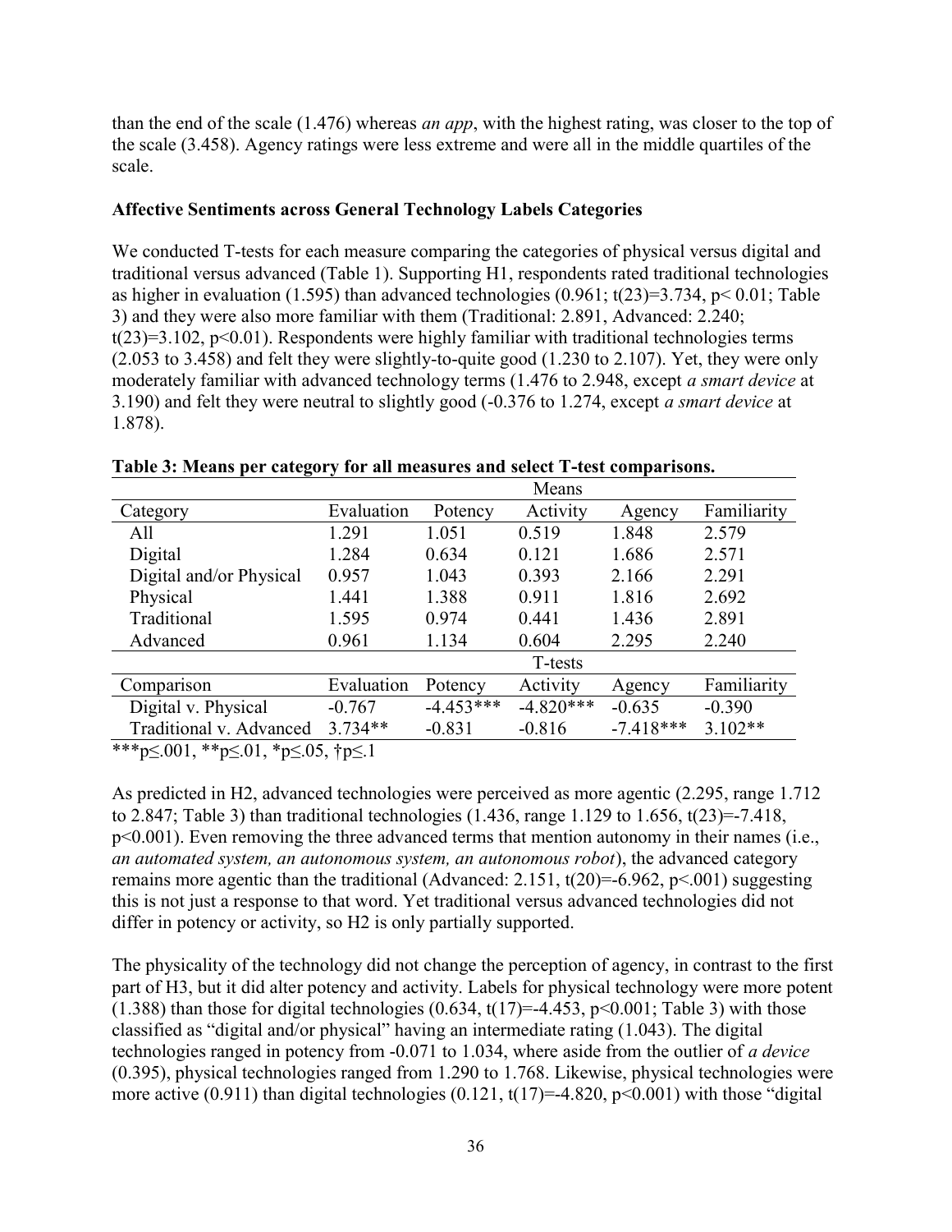than the end of the scale (1.476) whereas *an app*, with the highest rating, was closer to the top of the scale (3.458). Agency ratings were less extreme and were all in the middle quartiles of the scale.

**Affective Sentiments across General Technology Labels Categories**

We conducted T-tests for each measure comparing the categories of physical versus digital and traditional versus advanced (Table 1). Supporting H1, respondents rated traditional technologies as higher in evaluation (1.595) than advanced technologies (0.961; $t(23)=3.734$, $p< 0.01$; Table 3) and they were also more familiar with them (Traditional: 2.891, Advanced: 2.240; $t(23)=3.102$, $p<0.01$). Respondents were highly familiar with traditional technologies terms (2.053 to 3.458) and felt they were slightly-to-quite good (1.230 to 2.107). Yet, they were only moderately familiar with advanced technology terms (1.476 to 2.948, except *a smart device* at 3.190) and felt they were neutral to slightly good (-0.376 to 1.274, except *a smart device* at 1.878).

**Table 3: Means per category for all measures and select T-test comparisons.**

| | Means | | | | |
|---|---|---|---|---|---|
| Category | Evaluation | Potency | Activity | Agency | Familiarity |
| All | 1.291 | 1.051 | 0.519 | 1.848 | 2.579 |
| Digital | 1.284 | 0.634 | 0.121 | 1.686 | 2.571 |
| Digital and/or Physical | 0.957 | 1.043 | 0.393 | 2.166 | 2.291 |
| Physical | 1.441 | 1.388 | 0.911 | 1.816 | 2.692 |
| Traditional | 1.595 | 0.974 | 0.441 | 1.436 | 2.891 |
| Advanced | 0.961 | 1.134 | 0.604 | 2.295 | 2.240 |
| | T-tests | | | | |
| Comparison | Evaluation | Potency | Activity | Agency | Familiarity |
| Digital v. Physical | -0.767 | -4.453*** | -4.820*** | -0.635 | -0.390 |
| Traditional v. Advanced | 3.734** | -0.831 | -0.816 | -7.418*** | 3.102** |

***p≤.001, **p≤.01, *p≤.05, †p≤.1

As predicted in H2, advanced technologies were perceived as more agentic (2.295, range 1.712 to 2.847; Table 3) than traditional technologies (1.436, range 1.129 to 1.656, $t(23)=-7.418$, $p<0.001$). Even removing the three advanced terms that mention autonomy in their names (i.e., *an automated system, an autonomous system, an autonomous robot*), the advanced category remains more agentic than the traditional (Advanced: 2.151, $t(20)=-6.962$, $p<.001$) suggesting this is not just a response to that word. Yet traditional versus advanced technologies did not differ in potency or activity, so H2 is only partially supported.

The physicality of the technology did not change the perception of agency, in contrast to the first part of H3, but it did alter potency and activity. Labels for physical technology were more potent (1.388) than those for digital technologies (0.634, $t(17)=-4.453$, $p<0.001$; Table 3) with those classified as "digital and/or physical" having an intermediate rating (1.043). The digital technologies ranged in potency from -0.071 to 1.034, where aside from the outlier of *a device* (0.395), physical technologies ranged from 1.290 to 1.768. Likewise, physical technologies were more active (0.911) than digital technologies (0.121, $t(17)=-4.820$, $p<0.001$) with those "digital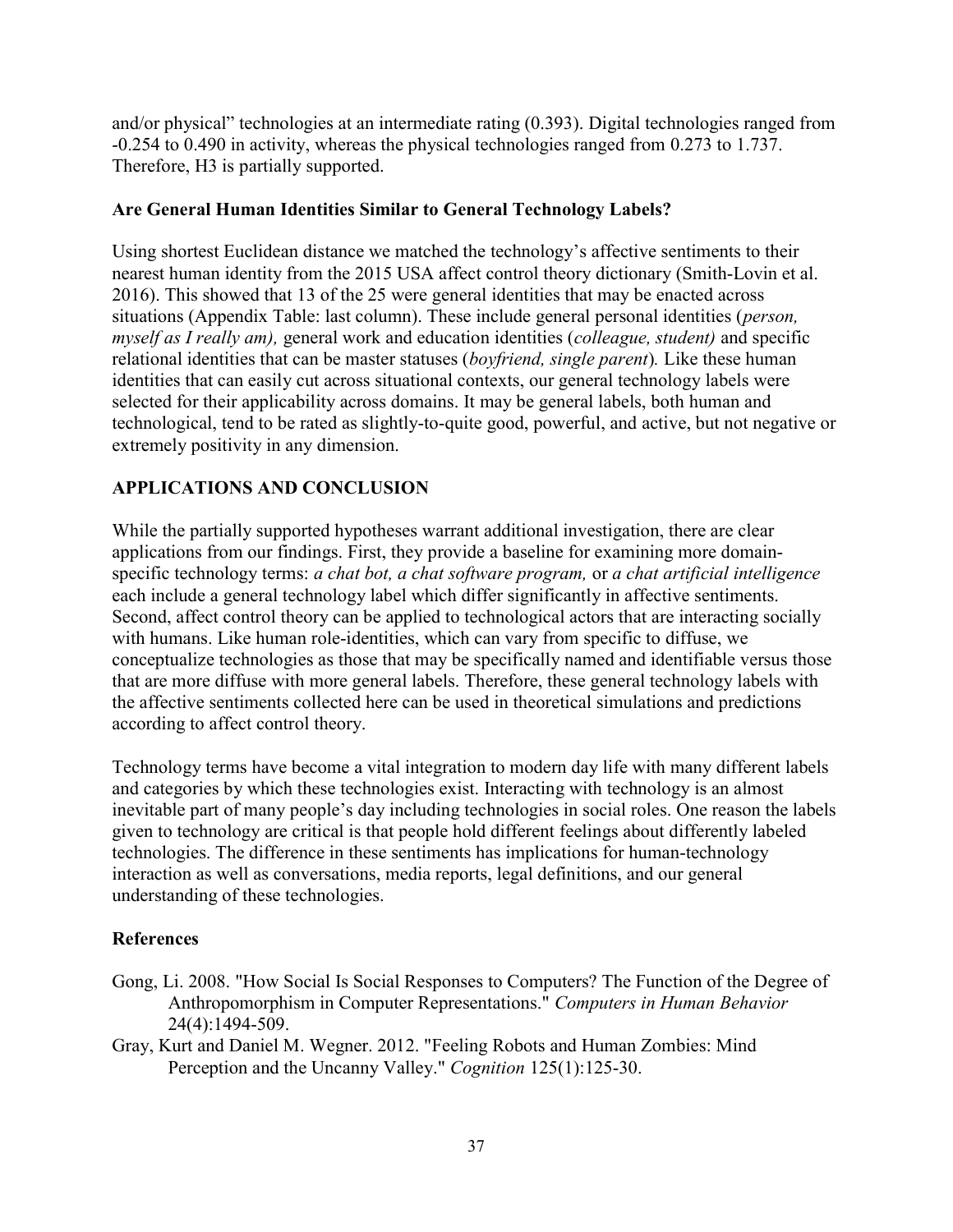and/or physical" technologies at an intermediate rating (0.393). Digital technologies ranged from -0.254 to 0.490 in activity, whereas the physical technologies ranged from 0.273 to 1.737. Therefore, H3 is partially supported.

### Are General Human Identities Similar to General Technology Labels?

Using shortest Euclidean distance we matched the technology's affective sentiments to their nearest human identity from the 2015 USA affect control theory dictionary (Smith-Lovin et al. 2016). This showed that 13 of the 25 were general identities that may be enacted across situations (Appendix Table: last column). These include general personal identities (*person, myself as I really am),* general work and education identities (*colleague, student)* and specific relational identities that can be master statuses (*boyfriend, single parent*)*.* Like these human identities that can easily cut across situational contexts, our general technology labels were selected for their applicability across domains. It may be general labels, both human and technological, tend to be rated as slightly-to-quite good, powerful, and active, but not negative or extremely positivity in any dimension.

## APPLICATIONS AND CONCLUSION

While the partially supported hypotheses warrant additional investigation, there are clear applications from our findings. First, they provide a baseline for examining more domain-specific technology terms: *a chat bot, a chat software program,* or *a chat artificial intelligence* each include a general technology label which differ significantly in affective sentiments. Second, affect control theory can be applied to technological actors that are interacting socially with humans. Like human role-identities, which can vary from specific to diffuse, we conceptualize technologies as those that may be specifically named and identifiable versus those that are more diffuse with more general labels. Therefore, these general technology labels with the affective sentiments collected here can be used in theoretical simulations and predictions according to affect control theory.

Technology terms have become a vital integration to modern day life with many different labels and categories by which these technologies exist. Interacting with technology is an almost inevitable part of many people's day including technologies in social roles. One reason the labels given to technology are critical is that people hold different feelings about differently labeled technologies. The difference in these sentiments has implications for human-technology interaction as well as conversations, media reports, legal definitions, and our general understanding of these technologies.

### References

Gong, Li. 2008. "How Social Is Social Responses to Computers? The Function of the Degree of Anthropomorphism in Computer Representations." *Computers in Human Behavior* 24(4):1494-509.

Gray, Kurt and Daniel M. Wegner. 2012. "Feeling Robots and Human Zombies: Mind Perception and the Uncanny Valley." *Cognition* 125(1):125-30.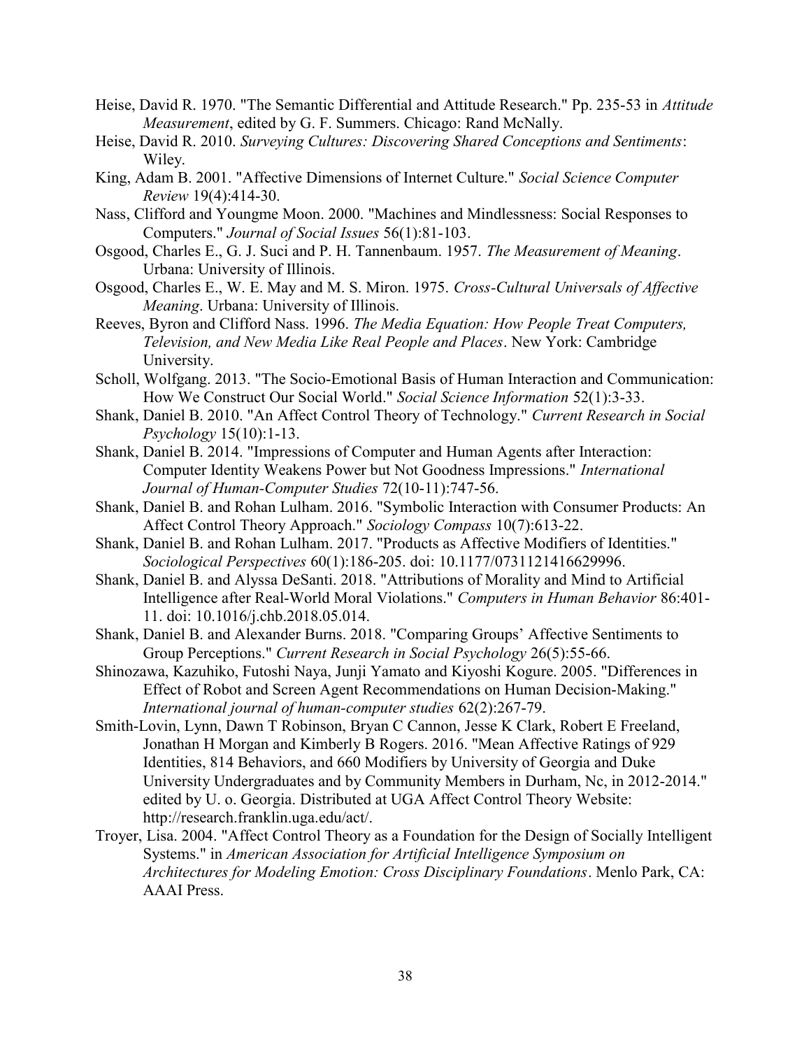Heise, David R. 1970. "The Semantic Differential and Attitude Research." Pp. 235-53 in *Attitude Measurement*, edited by G. F. Summers. Chicago: Rand McNally.

Heise, David R. 2010. *Surveying Cultures: Discovering Shared Conceptions and Sentiments*: Wiley.

King, Adam B. 2001. "Affective Dimensions of Internet Culture." *Social Science Computer Review* 19(4):414-30.

Nass, Clifford and Youngme Moon. 2000. "Machines and Mindlessness: Social Responses to Computers." *Journal of Social Issues* 56(1):81-103.

Osgood, Charles E., G. J. Suci and P. H. Tannenbaum. 1957. *The Measurement of Meaning*. Urbana: University of Illinois.

Osgood, Charles E., W. E. May and M. S. Miron. 1975. *Cross-Cultural Universals of Affective Meaning*. Urbana: University of Illinois.

Reeves, Byron and Clifford Nass. 1996. *The Media Equation: How People Treat Computers, Television, and New Media Like Real People and Places*. New York: Cambridge University.

Scholl, Wolfgang. 2013. "The Socio-Emotional Basis of Human Interaction and Communication: How We Construct Our Social World." *Social Science Information* 52(1):3-33.

Shank, Daniel B. 2010. "An Affect Control Theory of Technology." *Current Research in Social Psychology* 15(10):1-13.

Shank, Daniel B. 2014. "Impressions of Computer and Human Agents after Interaction: Computer Identity Weakens Power but Not Goodness Impressions." *International Journal of Human-Computer Studies* 72(10-11):747-56.

Shank, Daniel B. and Rohan Lulham. 2016. "Symbolic Interaction with Consumer Products: An Affect Control Theory Approach." *Sociology Compass* 10(7):613-22.

Shank, Daniel B. and Rohan Lulham. 2017. "Products as Affective Modifiers of Identities." *Sociological Perspectives* 60(1):186-205. doi: 10.1177/0731121416629996.

Shank, Daniel B. and Alyssa DeSanti. 2018. "Attributions of Morality and Mind to Artificial Intelligence after Real-World Moral Violations." *Computers in Human Behavior* 86:401-11. doi: 10.1016/j.chb.2018.05.014.

Shank, Daniel B. and Alexander Burns. 2018. "Comparing Groups' Affective Sentiments to Group Perceptions." *Current Research in Social Psychology* 26(5):55-66.

Shinozawa, Kazuhiko, Futoshi Naya, Junji Yamato and Kiyoshi Kogure. 2005. "Differences in Effect of Robot and Screen Agent Recommendations on Human Decision-Making." *International journal of human-computer studies* 62(2):267-79.

Smith-Lovin, Lynn, Dawn T Robinson, Bryan C Cannon, Jesse K Clark, Robert E Freeland, Jonathan H Morgan and Kimberly B Rogers. 2016. "Mean Affective Ratings of 929 Identities, 814 Behaviors, and 660 Modifiers by University of Georgia and Duke University Undergraduates and by Community Members in Durham, Nc, in 2012-2014." edited by U. o. Georgia. Distributed at UGA Affect Control Theory Website: http://research.franklin.uga.edu/act/.

Troyer, Lisa. 2004. "Affect Control Theory as a Foundation for the Design of Socially Intelligent Systems." in *American Association for Artificial Intelligence Symposium on Architectures for Modeling Emotion: Cross Disciplinary Foundations*. Menlo Park, CA: AAAI Press.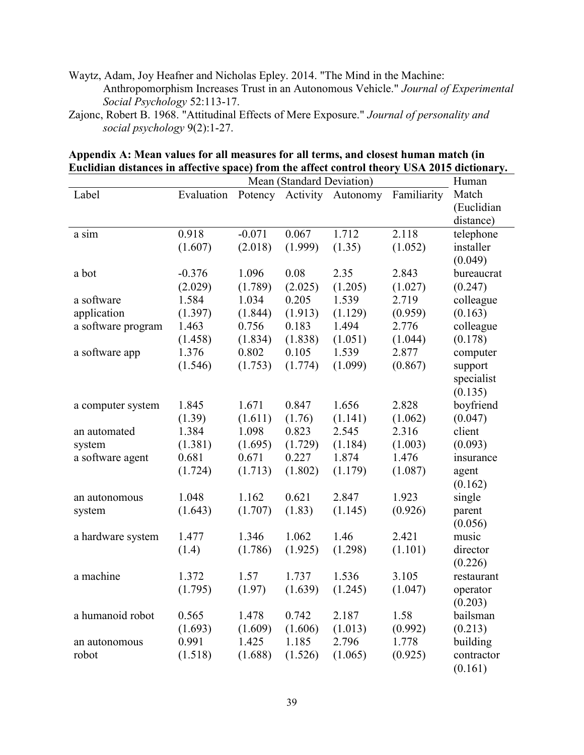Waytz, Adam, Joy Heafner and Nicholas Epley. 2014. "The Mind in the Machine: Anthropomorphism Increases Trust in an Autonomous Vehicle." *Journal of Experimental Social Psychology* 52:113-17.

Zajonc, Robert B. 1968. "Attitudinal Effects of Mere Exposure." *Journal of personality and social psychology* 9(2):1-27.

**Appendix A: Mean values for all measures for all terms, and closest human match (in Euclidian distances in affective space) from the affect control theory USA 2015 dictionary.**

| | Mean (Standard Deviation) | | | | | Human |
|---|---|---|---|---|---|---|
| Label | Evaluation | Potency | Activity | Autonomy | Familiarity | Match (Euclidian distance) |
| a sim | 0.918 (1.607) | -0.071 (2.018) | 0.067 (1.999) | 1.712 (1.35) | 2.118 (1.052) | telephone installer (0.049) |
| a bot | -0.376 (2.029) | 1.096 (1.789) | 0.08 (2.025) | 2.35 (1.205) | 2.843 (1.027) | bureaucrat (0.247) |
| a software application | 1.584 (1.397) | 1.034 (1.844) | 0.205 (1.913) | 1.539 (1.129) | 2.719 (0.959) | colleague (0.163) |
| a software program | 1.463 (1.458) | 0.756 (1.834) | 0.183 (1.838) | 1.494 (1.051) | 2.776 (1.044) | colleague (0.178) |
| a software app | 1.376 (1.546) | 0.802 (1.753) | 0.105 (1.774) | 1.539 (1.099) | 2.877 (0.867) | computer support specialist (0.135) |
| a computer system | 1.845 (1.39) | 1.671 (1.611) | 0.847 (1.76) | 1.656 (1.141) | 2.828 (1.062) | boyfriend (0.047) |
| an automated system | 1.384 (1.381) | 1.098 (1.695) | 0.823 (1.729) | 2.545 (1.184) | 2.316 (1.003) | client (0.093) |
| a software agent | 0.681 (1.724) | 0.671 (1.713) | 0.227 (1.802) | 1.874 (1.179) | 1.476 (1.087) | insurance agent (0.162) |
| an autonomous system | 1.048 (1.643) | 1.162 (1.707) | 0.621 (1.83) | 2.847 (1.145) | 1.923 (0.926) | single parent (0.056) |
| a hardware system | 1.477 (1.4) | 1.346 (1.786) | 1.062 (1.925) | 1.46 (1.298) | 2.421 (1.101) | music director (0.226) |
| a machine | 1.372 (1.795) | 1.57 (1.97) | 1.737 (1.639) | 1.536 (1.245) | 3.105 (1.047) | restaurant operator (0.203) |
| a humanoid robot | 0.565 (1.693) | 1.478 (1.609) | 0.742 (1.606) | 2.187 (1.013) | 1.58 (0.992) | bailsman (0.213) |
| an autonomous robot | 0.991 (1.518) | 1.425 (1.688) | 1.185 (1.526) | 2.796 (1.065) | 1.778 (0.925) | building contractor (0.161) |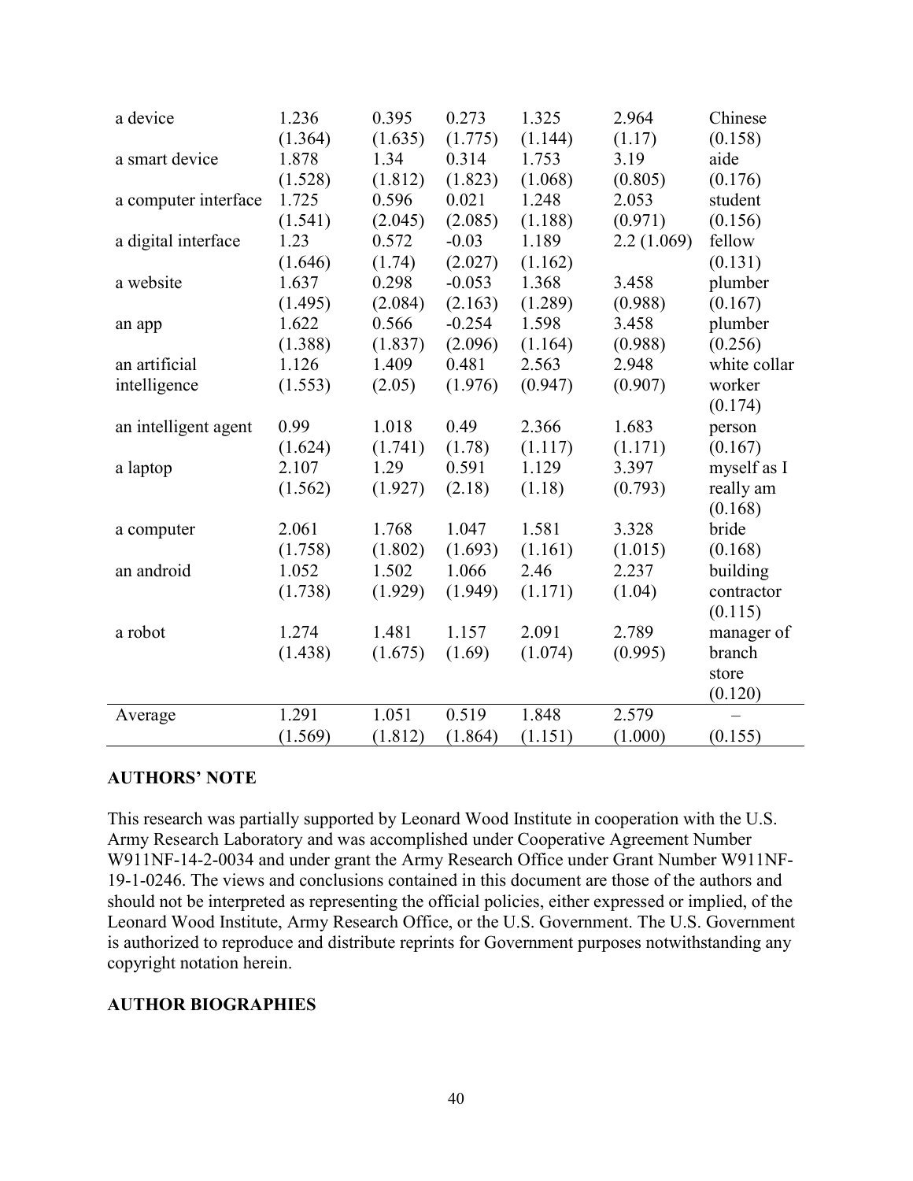| | | | | | | |
|---|---|---|---|---|---|---|
| a device | 1.236 (1.364) | 0.395 (1.635) | 0.273 (1.775) | 1.325 (1.144) | 2.964 (1.17) | Chinese (0.158) |
| a smart device | 1.878 (1.528) | 1.34 (1.812) | 0.314 (1.823) | 1.753 (1.068) | 3.19 (0.805) | aide (0.176) |
| a computer interface | 1.725 (1.541) | 0.596 (2.045) | 0.021 (2.085) | 1.248 (1.188) | 2.053 (0.971) | student (0.156) |
| a digital interface | 1.23 (1.646) | 0.572 (1.74) | -0.03 (2.027) | 1.189 (1.162) | 2.2 (1.069) | fellow (0.131) |
| a website | 1.637 (1.495) | 0.298 (2.084) | -0.053 (2.163) | 1.368 (1.289) | 3.458 (0.988) | plumber (0.167) |
| an app | 1.622 (1.388) | 0.566 (1.837) | -0.254 (2.096) | 1.598 (1.164) | 3.458 (0.988) | plumber (0.256) |
| an artificial intelligence | 1.126 (1.553) | 1.409 (2.05) | 0.481 (1.976) | 2.563 (0.947) | 2.948 (0.907) | white collar worker (0.174) |
| an intelligent agent | 0.99 (1.624) | 1.018 (1.741) | 0.49 (1.78) | 2.366 (1.117) | 1.683 (1.171) | person (0.167) |
| a laptop | 2.107 (1.562) | 1.29 (1.927) | 0.591 (2.18) | 1.129 (1.18) | 3.397 (0.793) | myself as I really am (0.168) |
| a computer | 2.061 (1.758) | 1.768 (1.802) | 1.047 (1.693) | 1.581 (1.161) | 3.328 (1.015) | bride (0.168) |
| an android | 1.052 (1.738) | 1.502 (1.929) | 1.066 (1.949) | 2.46 (1.171) | 2.237 (1.04) | building contractor (0.115) |
| a robot | 1.274 (1.438) | 1.481 (1.675) | 1.157 (1.69) | 2.091 (1.074) | 2.789 (0.995) | manager of branch store (0.120) |
| Average | 1.291 (1.569) | 1.051 (1.812) | 0.519 (1.864) | 1.848 (1.151) | 2.579 (1.000) | – (0.155) |

## AUTHORS' NOTE

This research was partially supported by Leonard Wood Institute in cooperation with the U.S. Army Research Laboratory and was accomplished under Cooperative Agreement Number W911NF-14-2-0034 and under grant the Army Research Office under Grant Number W911NF-19-1-0246. The views and conclusions contained in this document are those of the authors and should not be interpreted as representing the official policies, either expressed or implied, of the Leonard Wood Institute, Army Research Office, or the U.S. Government. The U.S. Government is authorized to reproduce and distribute reprints for Government purposes notwithstanding any copyright notation herein.

## AUTHOR BIOGRAPHIES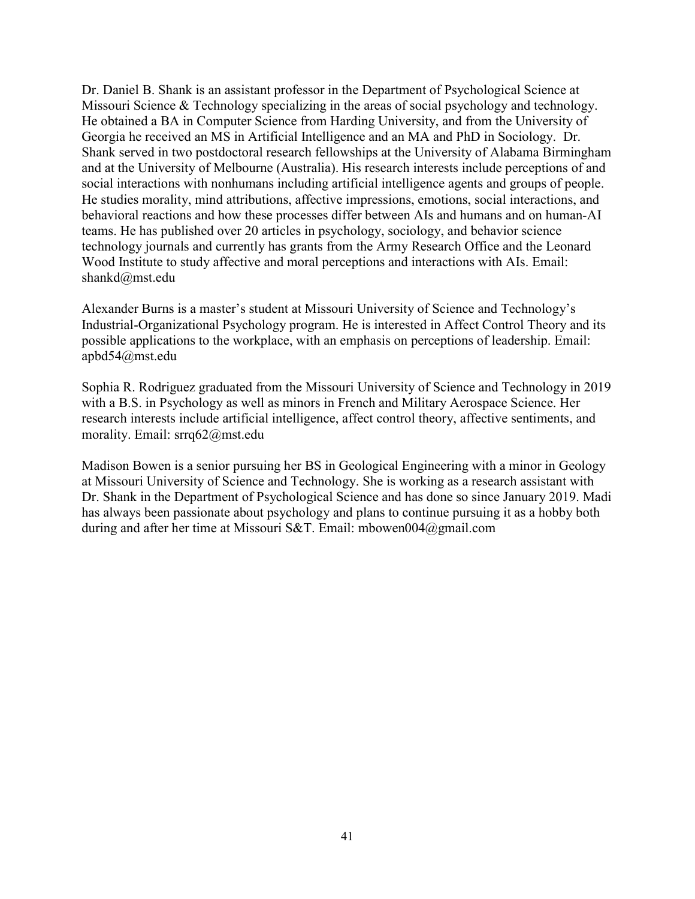Dr. Daniel B. Shank is an assistant professor in the Department of Psychological Science at Missouri Science & Technology specializing in the areas of social psychology and technology. He obtained a BA in Computer Science from Harding University, and from the University of Georgia he received an MS in Artificial Intelligence and an MA and PhD in Sociology. Dr. Shank served in two postdoctoral research fellowships at the University of Alabama Birmingham and at the University of Melbourne (Australia). His research interests include perceptions of and social interactions with nonhumans including artificial intelligence agents and groups of people. He studies morality, mind attributions, affective impressions, emotions, social interactions, and behavioral reactions and how these processes differ between AIs and humans and on human-AI teams. He has published over 20 articles in psychology, sociology, and behavior science technology journals and currently has grants from the Army Research Office and the Leonard Wood Institute to study affective and moral perceptions and interactions with AIs. Email: shankd@mst.edu

Alexander Burns is a master's student at Missouri University of Science and Technology's Industrial-Organizational Psychology program. He is interested in Affect Control Theory and its possible applications to the workplace, with an emphasis on perceptions of leadership. Email: apbd54@mst.edu

Sophia R. Rodriguez graduated from the Missouri University of Science and Technology in 2019 with a B.S. in Psychology as well as minors in French and Military Aerospace Science. Her research interests include artificial intelligence, affect control theory, affective sentiments, and morality. Email: srrq62@mst.edu

Madison Bowen is a senior pursuing her BS in Geological Engineering with a minor in Geology at Missouri University of Science and Technology. She is working as a research assistant with Dr. Shank in the Department of Psychological Science and has done so since January 2019. Madi has always been passionate about psychology and plans to continue pursuing it as a hobby both during and after her time at Missouri S&T. Email: mbowen004@gmail.com